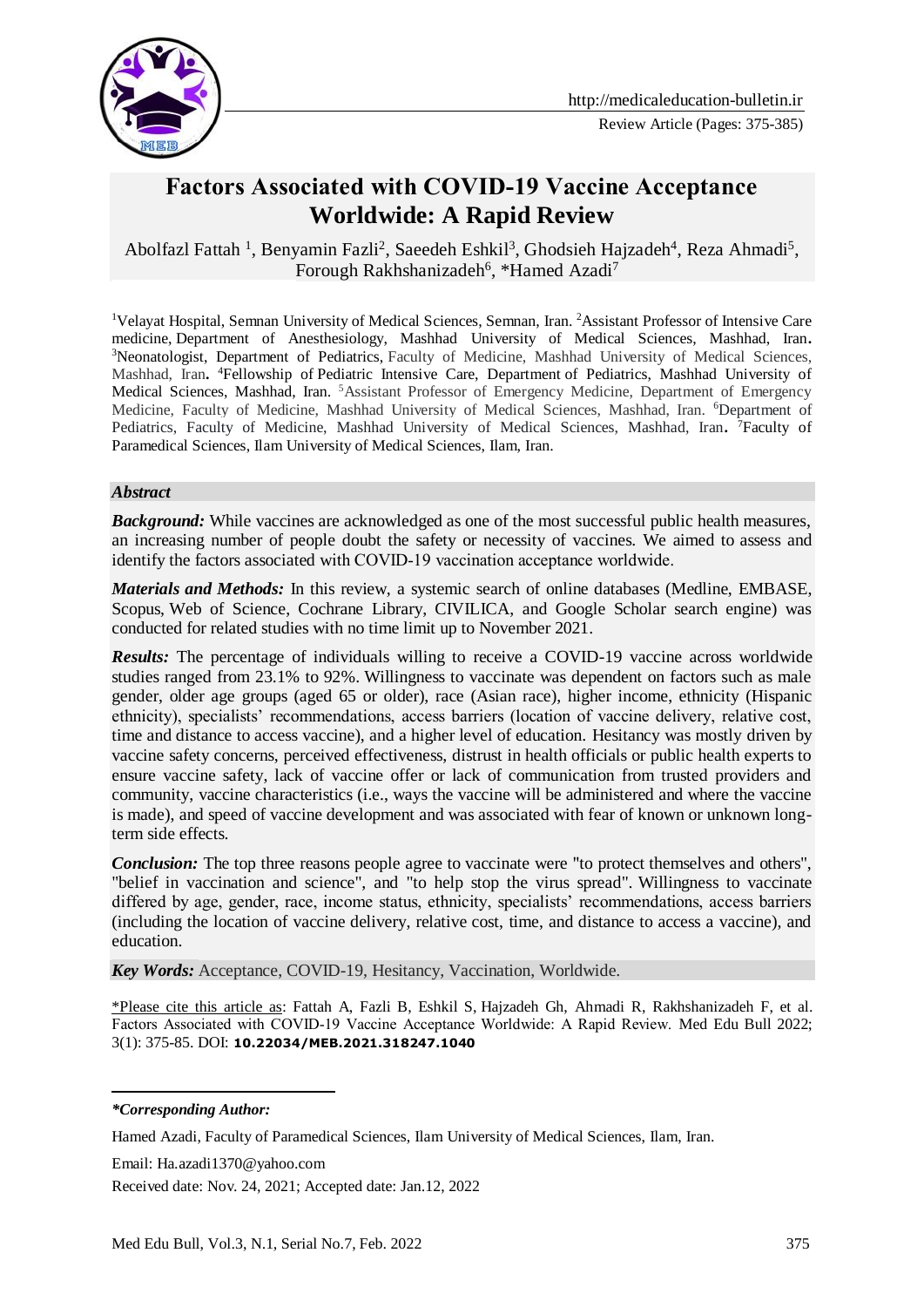Review Article (Pages: 375-385)

# Factors Associated with COVID-19 Vaccine Acceptance Worldwide: A Rapid Review

Abolfazl Fattah [1], Benyamin Fazli[2], Saeedeh Eshkil[3], Ghodsieh Hajzadeh[4], Reza Ahmadi[5], Forough Rakhshanizadeh[6], *Hamed Azadi[7]

[1]Velayat Hospital, Semnan University of Medical Sciences, Semnan, Iran. [2]Assistant Professor of Intensive Care medicine, Department of Anesthesiology, Mashhad University of Medical Sciences, Mashhad, Iran. [3]Neonatologist, Department of Pediatrics, Faculty of Medicine, Mashhad University of Medical Sciences, Mashhad, Iran. [4]Fellowship of Pediatric Intensive Care, Department of Pediatrics, Mashhad University of Medical Sciences, Mashhad, Iran. [5]Assistant Professor of Emergency Medicine, Department of Emergency Medicine, Faculty of Medicine, Mashhad University of Medical Sciences, Mashhad, Iran. [6]Department of Pediatrics, Faculty of Medicine, Mashhad University of Medical Sciences, Mashhad, Iran. [7]Faculty of Paramedical Sciences, Ilam University of Medical Sciences, Ilam, Iran.

## Abstract

***Background:*** While vaccines are acknowledged as one of the most successful public health measures, an increasing number of people doubt the safety or necessity of vaccines. We aimed to assess and identify the factors associated with COVID-19 vaccination acceptance worldwide.

***Materials and Methods:*** In this review, a systemic search of online databases (Medline, EMBASE, Scopus, Web of Science, Cochrane Library, CIVILICA, and Google Scholar search engine) was conducted for related studies with no time limit up to November 2021.

***Results:*** The percentage of individuals willing to receive a COVID-19 vaccine across worldwide studies ranged from 23.1% to 92%. Willingness to vaccinate was dependent on factors such as male gender, older age groups (aged 65 or older), race (Asian race), higher income, ethnicity (Hispanic ethnicity), specialists' recommendations, access barriers (location of vaccine delivery, relative cost, time and distance to access vaccine), and a higher level of education. Hesitancy was mostly driven by vaccine safety concerns, perceived effectiveness, distrust in health officials or public health experts to ensure vaccine safety, lack of vaccine offer or lack of communication from trusted providers and community, vaccine characteristics (i.e., ways the vaccine will be administered and where the vaccine is made), and speed of vaccine development and was associated with fear of known or unknown long-term side effects.

***Conclusion:*** The top three reasons people agree to vaccinate were "to protect themselves and others", "belief in vaccination and science", and "to help stop the virus spread". Willingness to vaccinate differed by age, gender, race, income status, ethnicity, specialists' recommendations, access barriers (including the location of vaccine delivery, relative cost, time, and distance to access a vaccine), and education.

***Key Words:*** Acceptance, COVID-19, Hesitancy, Vaccination, Worldwide.

*Please cite this article as: Fattah A, Fazli B, Eshkil S, Hajzadeh Gh, Ahmadi R, Rakhshanizadeh F, et al. Factors Associated with COVID-19 Vaccine Acceptance Worldwide: A Rapid Review. Med Edu Bull 2022; 3(1): 375-85. DOI: **10.22034/MEB.2021.318247.1040**

---

***Corresponding Author:***

Hamed Azadi, Faculty of Paramedical Sciences, Ilam University of Medical Sciences, Ilam, Iran.

Email: Ha.azadi1370@yahoo.com

Received date: Nov. 24, 2021; Accepted date: Jan.12, 2022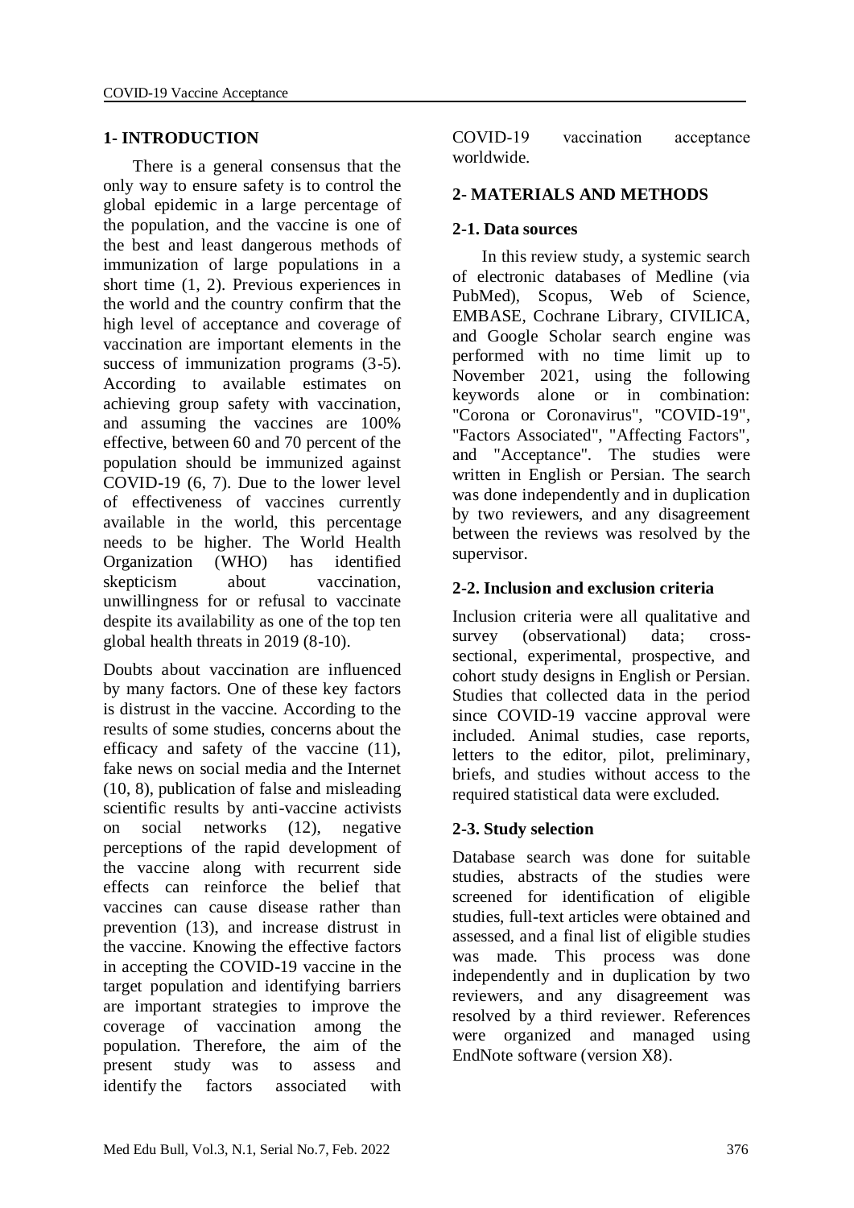## 1- INTRODUCTION

There is a general consensus that the only way to ensure safety is to control the global epidemic in a large percentage of the population, and the vaccine is one of the best and least dangerous methods of immunization of large populations in a short time (1, 2). Previous experiences in the world and the country confirm that the high level of acceptance and coverage of vaccination are important elements in the success of immunization programs (3-5). According to available estimates on achieving group safety with vaccination, and assuming the vaccines are 100% effective, between 60 and 70 percent of the population should be immunized against COVID-19 (6, 7). Due to the lower level of effectiveness of vaccines currently available in the world, this percentage needs to be higher. The World Health Organization (WHO) has identified skepticism about vaccination, unwillingness for or refusal to vaccinate despite its availability as one of the top ten global health threats in 2019 (8-10).

Doubts about vaccination are influenced by many factors. One of these key factors is distrust in the vaccine. According to the results of some studies, concerns about the efficacy and safety of the vaccine (11), fake news on social media and the Internet (10, 8), publication of false and misleading scientific results by anti-vaccine activists on social networks (12), negative perceptions of the rapid development of the vaccine along with recurrent side effects can reinforce the belief that vaccines can cause disease rather than prevention (13), and increase distrust in the vaccine. Knowing the effective factors in accepting the COVID-19 vaccine in the target population and identifying barriers are important strategies to improve the coverage of vaccination among the population. Therefore, the aim of the present study was to assess and identify the factors associated with COVID-19 vaccination acceptance worldwide.

## 2- MATERIALS AND METHODS

### 2-1. Data sources

In this review study, a systemic search of electronic databases of Medline (via PubMed), Scopus, Web of Science, EMBASE, Cochrane Library, CIVILICA, and Google Scholar search engine was performed with no time limit up to November 2021, using the following keywords alone or in combination: "Corona or Coronavirus", "COVID-19", "Factors Associated", "Affecting Factors", and "Acceptance". The studies were written in English or Persian. The search was done independently and in duplication by two reviewers, and any disagreement between the reviews was resolved by the supervisor.

### 2-2. Inclusion and exclusion criteria

Inclusion criteria were all qualitative and survey (observational) data; cross-sectional, experimental, prospective, and cohort study designs in English or Persian. Studies that collected data in the period since COVID-19 vaccine approval were included. Animal studies, case reports, letters to the editor, pilot, preliminary, briefs, and studies without access to the required statistical data were excluded.

### 2-3. Study selection

Database search was done for suitable studies, abstracts of the studies were screened for identification of eligible studies, full-text articles were obtained and assessed, and a final list of eligible studies was made. This process was done independently and in duplication by two reviewers, and any disagreement was resolved by a third reviewer. References were organized and managed using EndNote software (version X8).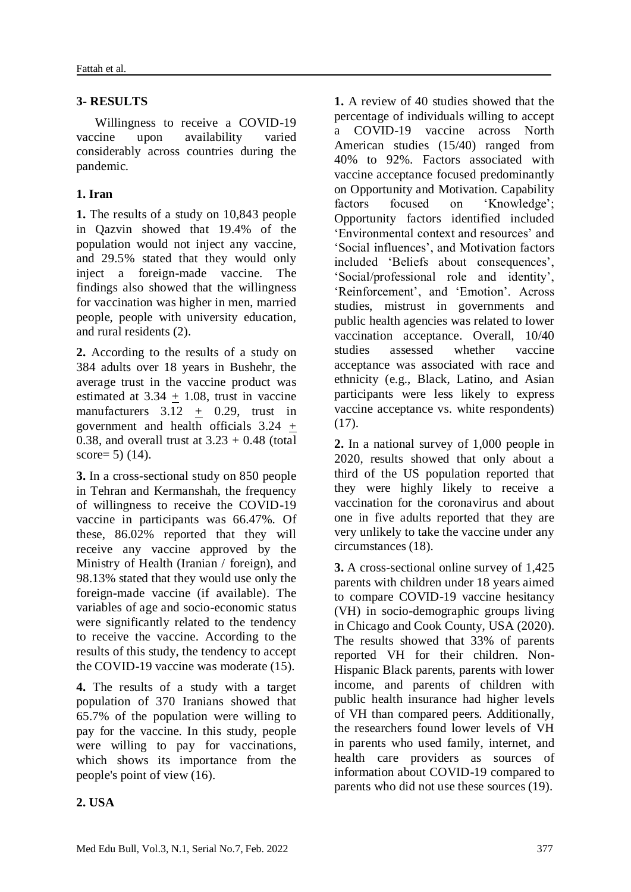## 3- RESULTS

Willingness to receive a COVID-19 vaccine upon availability varied considerably across countries during the pandemic.

### 1. Iran

**1.** The results of a study on 10,843 people in Qazvin showed that 19.4% of the population would not inject any vaccine, and 29.5% stated that they would only inject a foreign-made vaccine. The findings also showed that the willingness for vaccination was higher in men, married people, people with university education, and rural residents (2).

**2.** According to the results of a study on 384 adults over 18 years in Bushehr, the average trust in the vaccine product was estimated at $3.34 \pm 1.08$, trust in vaccine manufacturers $3.12 \pm 0.29$, trust in government and health officials $3.24 \pm 0.38$, and overall trust at $3.23 + 0.48$ (total score= 5) (14).

**3.** In a cross-sectional study on 850 people in Tehran and Kermanshah, the frequency of willingness to receive the COVID-19 vaccine in participants was 66.47%. Of these, 86.02% reported that they will receive any vaccine approved by the Ministry of Health (Iranian / foreign), and 98.13% stated that they would use only the foreign-made vaccine (if available). The variables of age and socio-economic status were significantly related to the tendency to receive the vaccine. According to the results of this study, the tendency to accept the COVID-19 vaccine was moderate (15).

**4.** The results of a study with a target population of 370 Iranians showed that 65.7% of the population were willing to pay for the vaccine. In this study, people were willing to pay for vaccinations, which shows its importance from the people's point of view (16).

### 2. USA

**1.** A review of 40 studies showed that the percentage of individuals willing to accept a COVID-19 vaccine across North American studies (15/40) ranged from 40% to 92%. Factors associated with vaccine acceptance focused predominantly on Opportunity and Motivation. Capability factors focused on 'Knowledge'; Opportunity factors identified included 'Environmental context and resources' and 'Social influences', and Motivation factors included 'Beliefs about consequences', 'Social/professional role and identity', 'Reinforcement', and 'Emotion'. Across studies, mistrust in governments and public health agencies was related to lower vaccination acceptance. Overall, 10/40 studies assessed whether vaccine acceptance was associated with race and ethnicity (e.g., Black, Latino, and Asian participants were less likely to express vaccine acceptance vs. white respondents) (17).

**2.** In a national survey of 1,000 people in 2020, results showed that only about a third of the US population reported that they were highly likely to receive a vaccination for the coronavirus and about one in five adults reported that they are very unlikely to take the vaccine under any circumstances (18).

**3.** A cross-sectional online survey of 1,425 parents with children under 18 years aimed to compare COVID-19 vaccine hesitancy (VH) in socio-demographic groups living in Chicago and Cook County, USA (2020). The results showed that 33% of parents reported VH for their children. Non-Hispanic Black parents, parents with lower income, and parents of children with public health insurance had higher levels of VH than compared peers. Additionally, the researchers found lower levels of VH in parents who used family, internet, and health care providers as sources of information about COVID-19 compared to parents who did not use these sources (19).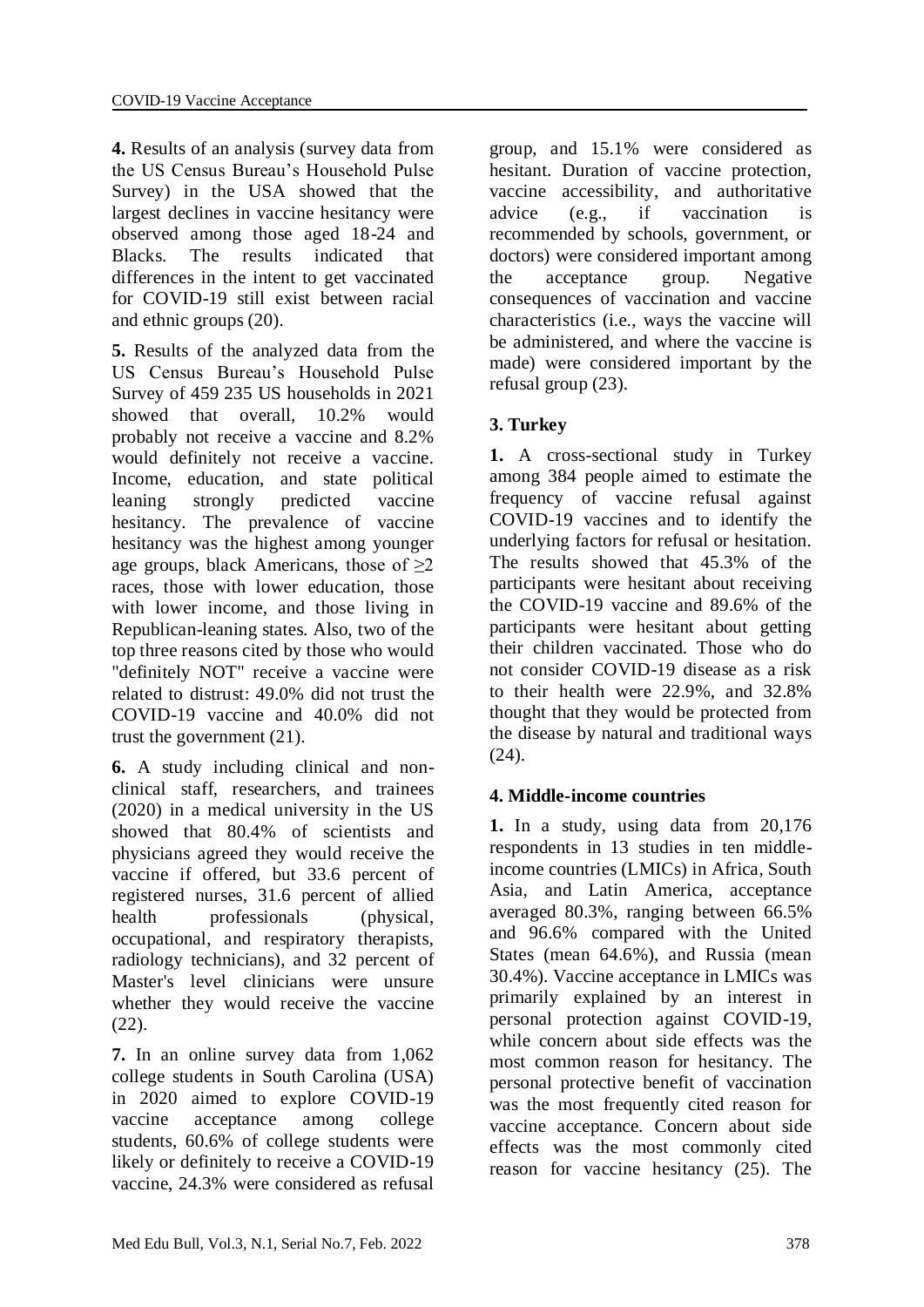**4.** Results of an analysis (survey data from the US Census Bureau's Household Pulse Survey) in the USA showed that the largest declines in vaccine hesitancy were observed among those aged 18-24 and Blacks. The results indicated that differences in the intent to get vaccinated for COVID-19 still exist between racial and ethnic groups (20).

**5.** Results of the analyzed data from the US Census Bureau's Household Pulse Survey of 459 235 US households in 2021 showed that overall, 10.2% would probably not receive a vaccine and 8.2% would definitely not receive a vaccine. Income, education, and state political leaning strongly predicted vaccine hesitancy. The prevalence of vaccine hesitancy was the highest among younger age groups, black Americans, those of ≥2 races, those with lower education, those with lower income, and those living in Republican-leaning states. Also, two of the top three reasons cited by those who would "definitely NOT" receive a vaccine were related to distrust: 49.0% did not trust the COVID-19 vaccine and 40.0% did not trust the government (21).

**6.** A study including clinical and non-clinical staff, researchers, and trainees (2020) in a medical university in the US showed that 80.4% of scientists and physicians agreed they would receive the vaccine if offered, but 33.6 percent of registered nurses, 31.6 percent of allied health professionals (physical, occupational, and respiratory therapists, radiology technicians), and 32 percent of Master's level clinicians were unsure whether they would receive the vaccine (22).

**7.** In an online survey data from 1,062 college students in South Carolina (USA) in 2020 aimed to explore COVID-19 vaccine acceptance among college students, 60.6% of college students were likely or definitely to receive a COVID-19 vaccine, 24.3% were considered as refusal group, and 15.1% were considered as hesitant. Duration of vaccine protection, vaccine accessibility, and authoritative advice (e.g., if vaccination is recommended by schools, government, or doctors) were considered important among the acceptance group. Negative consequences of vaccination and vaccine characteristics (i.e., ways the vaccine will be administered, and where the vaccine is made) were considered important by the refusal group (23).

### 3. Turkey

**1.** A cross-sectional study in Turkey among 384 people aimed to estimate the frequency of vaccine refusal against COVID-19 vaccines and to identify the underlying factors for refusal or hesitation. The results showed that 45.3% of the participants were hesitant about receiving the COVID-19 vaccine and 89.6% of the participants were hesitant about getting their children vaccinated. Those who do not consider COVID-19 disease as a risk to their health were 22.9%, and 32.8% thought that they would be protected from the disease by natural and traditional ways (24).

### 4. Middle-income countries

**1.** In a study, using data from 20,176 respondents in 13 studies in ten middle-income countries (LMICs) in Africa, South Asia, and Latin America, acceptance averaged 80.3%, ranging between 66.5% and 96.6% compared with the United States (mean 64.6%), and Russia (mean 30.4%). Vaccine acceptance in LMICs was primarily explained by an interest in personal protection against COVID-19, while concern about side effects was the most common reason for hesitancy. The personal protective benefit of vaccination was the most frequently cited reason for vaccine acceptance. Concern about side effects was the most commonly cited reason for vaccine hesitancy (25). The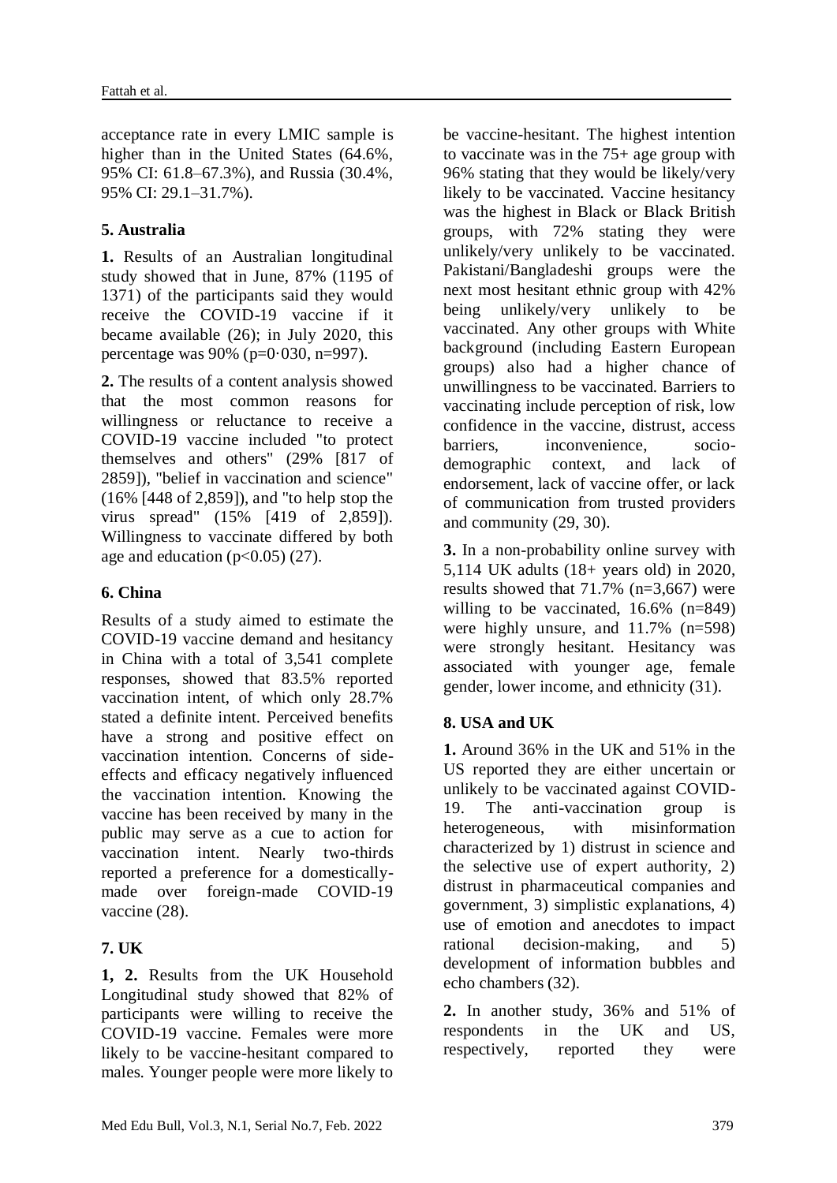acceptance rate in every LMIC sample is higher than in the United States (64.6%, 95% CI: 61.8–67.3%), and Russia (30.4%, 95% CI: 29.1–31.7%).

### 5. Australia

**1.** Results of an Australian longitudinal study showed that in June, 87% (1195 of 1371) of the participants said they would receive the COVID-19 vaccine if it became available (26); in July 2020, this percentage was 90% (p=0·030, n=997).

**2.** The results of a content analysis showed that the most common reasons for willingness or reluctance to receive a COVID-19 vaccine included "to protect themselves and others" (29% [817 of 2859]), "belief in vaccination and science" (16% [448 of 2,859]), and "to help stop the virus spread" (15% [419 of 2,859]). Willingness to vaccinate differed by both age and education ($p<0.05$) (27).

### 6. China

Results of a study aimed to estimate the COVID-19 vaccine demand and hesitancy in China with a total of 3,541 complete responses, showed that 83.5% reported vaccination intent, of which only 28.7% stated a definite intent. Perceived benefits have a strong and positive effect on vaccination intention. Concerns of side-effects and efficacy negatively influenced the vaccination intention. Knowing the vaccine has been received by many in the public may serve as a cue to action for vaccination intent. Nearly two-thirds reported a preference for a domestically-made over foreign-made COVID-19 vaccine (28).

### 7. UK

**1, 2.** Results from the UK Household Longitudinal study showed that 82% of participants were willing to receive the COVID-19 vaccine. Females were more likely to be vaccine-hesitant compared to males. Younger people were more likely to be vaccine-hesitant. The highest intention to vaccinate was in the 75+ age group with 96% stating that they would be likely/very likely to be vaccinated. Vaccine hesitancy was the highest in Black or Black British groups, with 72% stating they were unlikely/very unlikely to be vaccinated. Pakistani/Bangladeshi groups were the next most hesitant ethnic group with 42% being unlikely/very unlikely to be vaccinated. Any other groups with White background (including Eastern European groups) also had a higher chance of unwillingness to be vaccinated. Barriers to vaccinating include perception of risk, low confidence in the vaccine, distrust, access barriers, inconvenience, socio-demographic context, and lack of endorsement, lack of vaccine offer, or lack of communication from trusted providers and community (29, 30).

**3.** In a non-probability online survey with 5,114 UK adults (18+ years old) in 2020, results showed that 71.7% (n=3,667) were willing to be vaccinated, 16.6% (n=849) were highly unsure, and 11.7% (n=598) were strongly hesitant. Hesitancy was associated with younger age, female gender, lower income, and ethnicity (31).

### 8. USA and UK

**1.** Around 36% in the UK and 51% in the US reported they are either uncertain or unlikely to be vaccinated against COVID-19. The anti-vaccination group is heterogeneous, with misinformation characterized by 1) distrust in science and the selective use of expert authority, 2) distrust in pharmaceutical companies and government, 3) simplistic explanations, 4) use of emotion and anecdotes to impact rational decision-making, and 5) development of information bubbles and echo chambers (32).

**2.** In another study, 36% and 51% of respondents in the UK and US, respectively, reported they were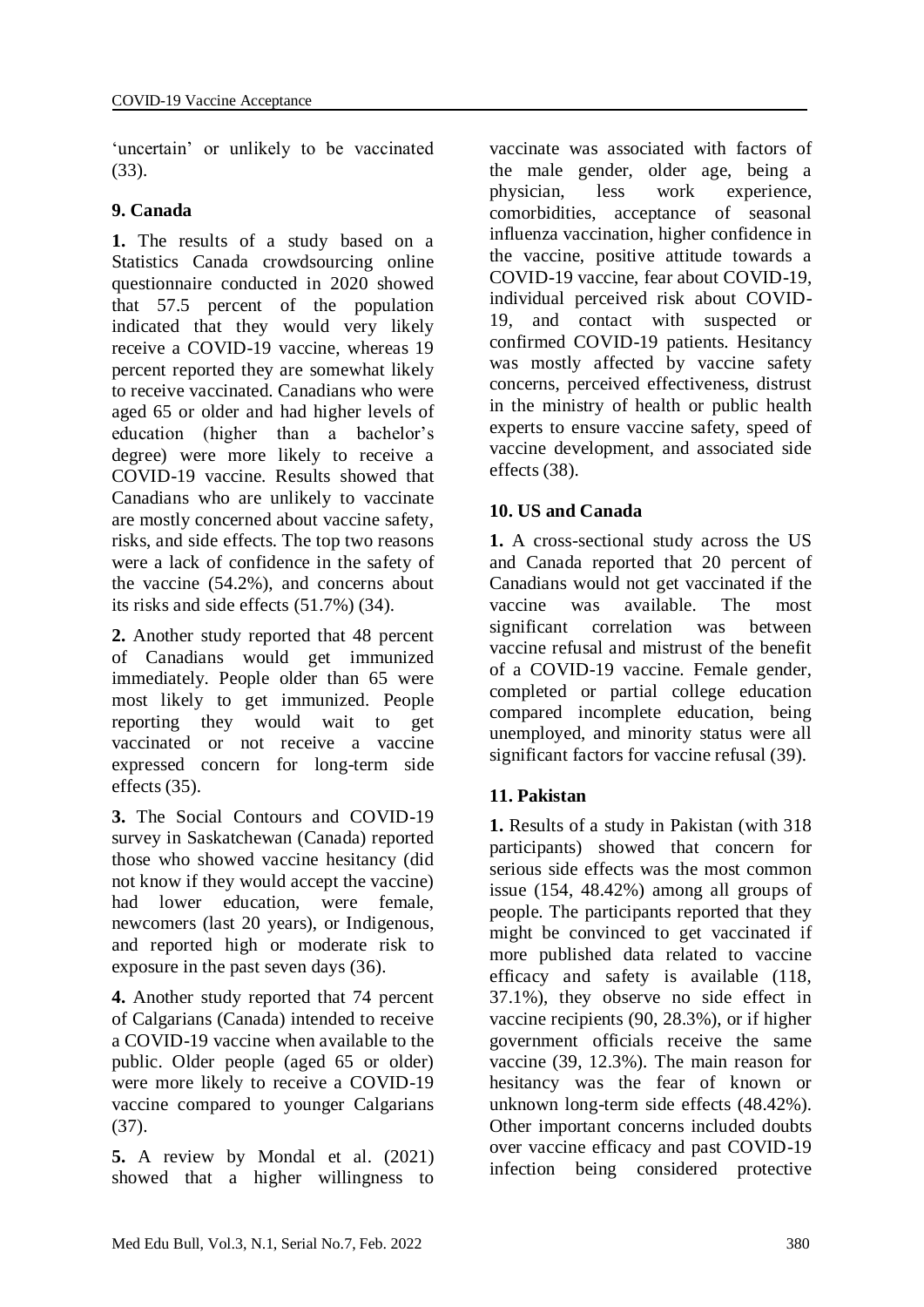'uncertain' or unlikely to be vaccinated (33).

## 9. Canada

**1.** The results of a study based on a Statistics Canada crowdsourcing online questionnaire conducted in 2020 showed that 57.5 percent of the population indicated that they would very likely receive a COVID-19 vaccine, whereas 19 percent reported they are somewhat likely to receive vaccinated. Canadians who were aged 65 or older and had higher levels of education (higher than a bachelor's degree) were more likely to receive a COVID-19 vaccine. Results showed that Canadians who are unlikely to vaccinate are mostly concerned about vaccine safety, risks, and side effects. The top two reasons were a lack of confidence in the safety of the vaccine (54.2%), and concerns about its risks and side effects (51.7%) (34).

**2.** Another study reported that 48 percent of Canadians would get immunized immediately. People older than 65 were most likely to get immunized. People reporting they would wait to get vaccinated or not receive a vaccine expressed concern for long-term side effects (35).

**3.** The Social Contours and COVID-19 survey in Saskatchewan (Canada) reported those who showed vaccine hesitancy (did not know if they would accept the vaccine) had lower education, were female, newcomers (last 20 years), or Indigenous, and reported high or moderate risk to exposure in the past seven days (36).

**4.** Another study reported that 74 percent of Calgarians (Canada) intended to receive a COVID-19 vaccine when available to the public. Older people (aged 65 or older) were more likely to receive a COVID-19 vaccine compared to younger Calgarians (37).

**5.** A review by Mondal et al. (2021) showed that a higher willingness to vaccinate was associated with factors of the male gender, older age, being a physician, less work experience, comorbidities, acceptance of seasonal influenza vaccination, higher confidence in the vaccine, positive attitude towards a COVID-19 vaccine, fear about COVID-19, individual perceived risk about COVID-19, and contact with suspected or confirmed COVID-19 patients. Hesitancy was mostly affected by vaccine safety concerns, perceived effectiveness, distrust in the ministry of health or public health experts to ensure vaccine safety, speed of vaccine development, and associated side effects (38).

## 10. US and Canada

**1.** A cross-sectional study across the US and Canada reported that 20 percent of Canadians would not get vaccinated if the vaccine was available. The most significant correlation was between vaccine refusal and mistrust of the benefit of a COVID-19 vaccine. Female gender, completed or partial college education compared incomplete education, being unemployed, and minority status were all significant factors for vaccine refusal (39).

## 11. Pakistan

**1.** Results of a study in Pakistan (with 318 participants) showed that concern for serious side effects was the most common issue (154, 48.42%) among all groups of people. The participants reported that they might be convinced to get vaccinated if more published data related to vaccine efficacy and safety is available (118, 37.1%), they observe no side effect in vaccine recipients (90, 28.3%), or if higher government officials receive the same vaccine (39, 12.3%). The main reason for hesitancy was the fear of known or unknown long-term side effects (48.42%). Other important concerns included doubts over vaccine efficacy and past COVID-19 infection being considered protective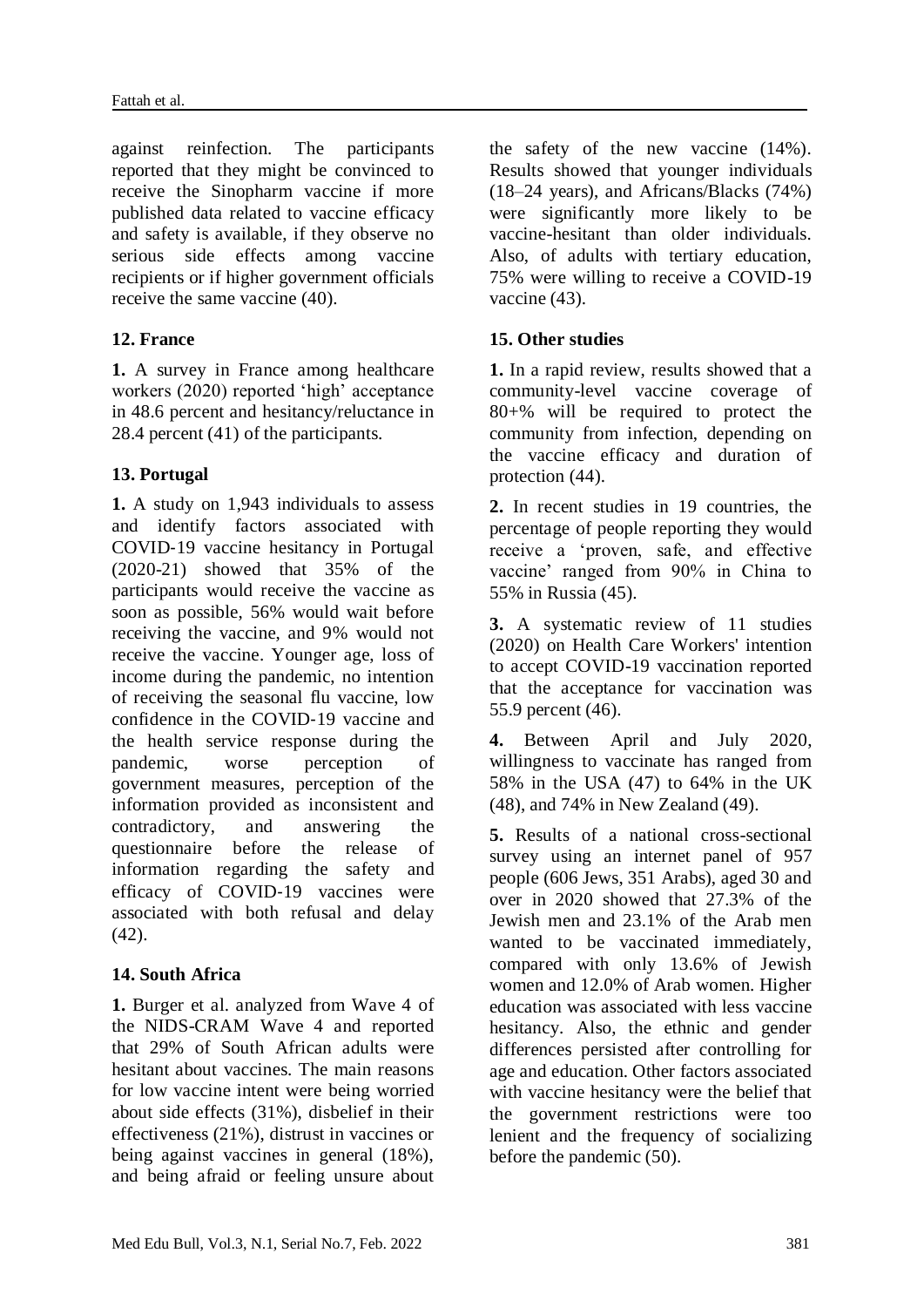against reinfection. The participants reported that they might be convinced to receive the Sinopharm vaccine if more published data related to vaccine efficacy and safety is available, if they observe no serious side effects among vaccine recipients or if higher government officials receive the same vaccine (40).

### 12. France

**1.** A survey in France among healthcare workers (2020) reported 'high' acceptance in 48.6 percent and hesitancy/reluctance in 28.4 percent (41) of the participants.

### 13. Portugal

**1.** A study on 1,943 individuals to assess and identify factors associated with COVID-19 vaccine hesitancy in Portugal (2020-21) showed that 35% of the participants would receive the vaccine as soon as possible, 56% would wait before receiving the vaccine, and 9% would not receive the vaccine. Younger age, loss of income during the pandemic, no intention of receiving the seasonal flu vaccine, low confidence in the COVID-19 vaccine and the health service response during the pandemic, worse perception of government measures, perception of the information provided as inconsistent and contradictory, and answering the questionnaire before the release of information regarding the safety and efficacy of COVID-19 vaccines were associated with both refusal and delay (42).

### 14. South Africa

**1.** Burger et al. analyzed from Wave 4 of the NIDS-CRAM Wave 4 and reported that 29% of South African adults were hesitant about vaccines. The main reasons for low vaccine intent were being worried about side effects (31%), disbelief in their effectiveness (21%), distrust in vaccines or being against vaccines in general (18%), and being afraid or feeling unsure about the safety of the new vaccine (14%). Results showed that younger individuals (18–24 years), and Africans/Blacks (74%) were significantly more likely to be vaccine-hesitant than older individuals. Also, of adults with tertiary education, 75% were willing to receive a COVID-19 vaccine (43).

### 15. Other studies

**1.** In a rapid review, results showed that a community-level vaccine coverage of 80+% will be required to protect the community from infection, depending on the vaccine efficacy and duration of protection (44).

**2.** In recent studies in 19 countries, the percentage of people reporting they would receive a 'proven, safe, and effective vaccine' ranged from 90% in China to 55% in Russia (45).

**3.** A systematic review of 11 studies (2020) on Health Care Workers' intention to accept COVID-19 vaccination reported that the acceptance for vaccination was 55.9 percent (46).

**4.** Between April and July 2020, willingness to vaccinate has ranged from 58% in the USA (47) to 64% in the UK (48), and 74% in New Zealand (49).

**5.** Results of a national cross-sectional survey using an internet panel of 957 people (606 Jews, 351 Arabs), aged 30 and over in 2020 showed that 27.3% of the Jewish men and 23.1% of the Arab men wanted to be vaccinated immediately, compared with only 13.6% of Jewish women and 12.0% of Arab women. Higher education was associated with less vaccine hesitancy. Also, the ethnic and gender differences persisted after controlling for age and education. Other factors associated with vaccine hesitancy were the belief that the government restrictions were too lenient and the frequency of socializing before the pandemic (50).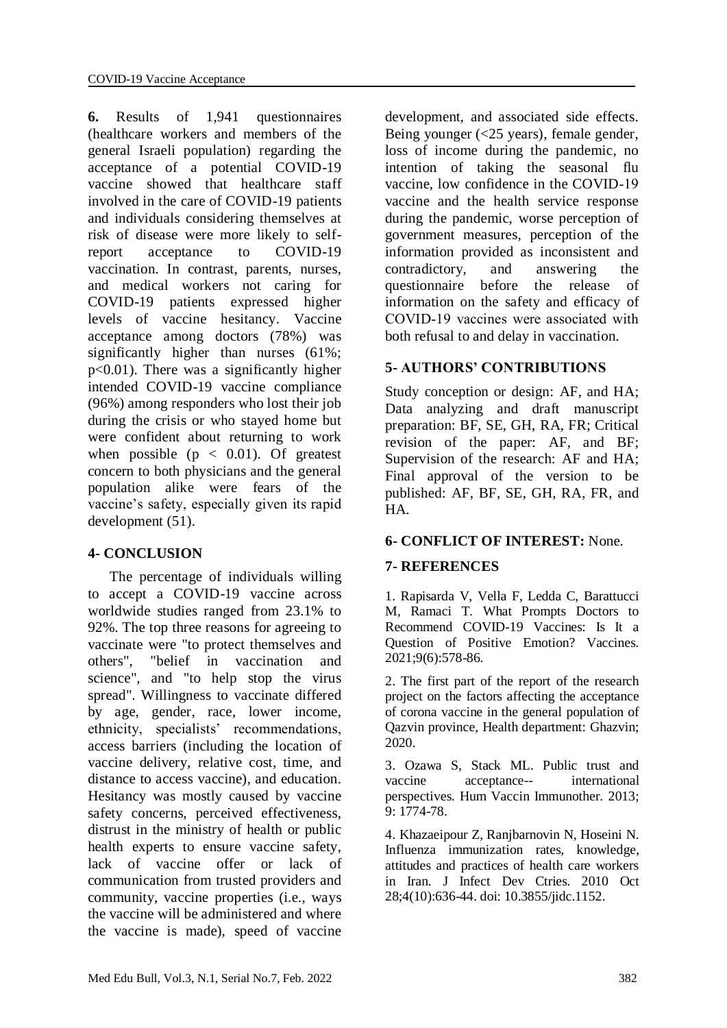**6.** Results of 1,941 questionnaires (healthcare workers and members of the general Israeli population) regarding the acceptance of a potential COVID-19 vaccine showed that healthcare staff involved in the care of COVID-19 patients and individuals considering themselves at risk of disease were more likely to self-report acceptance to COVID-19 vaccination. In contrast, parents, nurses, and medical workers not caring for COVID-19 patients expressed higher levels of vaccine hesitancy. Vaccine acceptance among doctors (78%) was significantly higher than nurses (61%; $p<0.01$). There was a significantly higher intended COVID-19 vaccine compliance (96%) among responders who lost their job during the crisis or who stayed home but were confident about returning to work when possible ($p < 0.01$). Of greatest concern to both physicians and the general population alike were fears of the vaccine's safety, especially given its rapid development (51).

## 4- CONCLUSION

The percentage of individuals willing to accept a COVID-19 vaccine across worldwide studies ranged from 23.1% to 92%. The top three reasons for agreeing to vaccinate were "to protect themselves and others", "belief in vaccination and science", and "to help stop the virus spread". Willingness to vaccinate differed by age, gender, race, lower income, ethnicity, specialists' recommendations, access barriers (including the location of vaccine delivery, relative cost, time, and distance to access vaccine), and education. Hesitancy was mostly caused by vaccine safety concerns, perceived effectiveness, distrust in the ministry of health or public health experts to ensure vaccine safety, lack of vaccine offer or lack of communication from trusted providers and community, vaccine properties (i.e., ways the vaccine will be administered and where the vaccine is made), speed of vaccine development, and associated side effects. Being younger (<25 years), female gender, loss of income during the pandemic, no intention of taking the seasonal flu vaccine, low confidence in the COVID-19 vaccine and the health service response during the pandemic, worse perception of government measures, perception of the information provided as inconsistent and contradictory, and answering the questionnaire before the release of information on the safety and efficacy of COVID-19 vaccines were associated with both refusal to and delay in vaccination.

## 5- AUTHORS' CONTRIBUTIONS

Study conception or design: AF, and HA; Data analyzing and draft manuscript preparation: BF, SE, GH, RA, FR; Critical revision of the paper: AF, and BF; Supervision of the research: AF and HA; Final approval of the version to be published: AF, BF, SE, GH, RA, FR, and HA.

## 6- CONFLICT OF INTEREST: None.

## 7- REFERENCES

1. Rapisarda V, Vella F, Ledda C, Barattucci M, Ramaci T. What Prompts Doctors to Recommend COVID-19 Vaccines: Is It a Question of Positive Emotion? Vaccines. 2021;9(6):578-86.

2. The first part of the report of the research project on the factors affecting the acceptance of corona vaccine in the general population of Qazvin province, Health department: Ghazvin; 2020.

3. Ozawa S, Stack ML. Public trust and vaccine acceptance-- international perspectives. Hum Vaccin Immunother. 2013; 9: 1774-78.

4. Khazaeipour Z, Ranjbarnovin N, Hoseini N. Influenza immunization rates, knowledge, attitudes and practices of health care workers in Iran. J Infect Dev Ctries. 2010 Oct 28;4(10):636-44. doi: 10.3855/jidc.1152.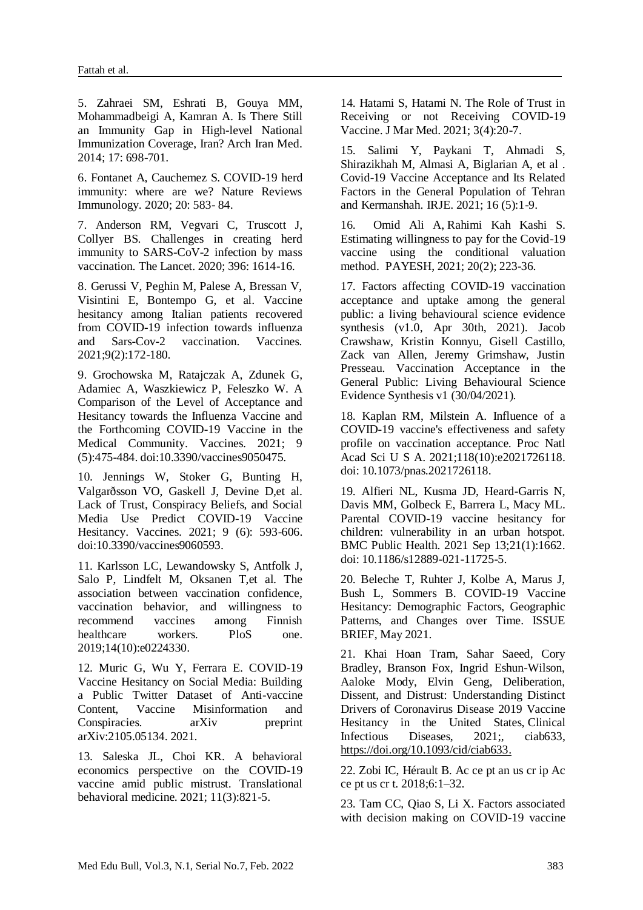5. Zahraei SM, Eshrati B, Gouya MM, Mohammadbeigi A, Kamran A. Is There Still an Immunity Gap in High-level National Immunization Coverage, Iran? Arch Iran Med. 2014; 17: 698-701.

6. Fontanet A, Cauchemez S. COVID-19 herd immunity: where are we? Nature Reviews Immunology. 2020; 20: 583- 84.

7. Anderson RM, Vegvari C, Truscott J, Collyer BS. Challenges in creating herd immunity to SARS-CoV-2 infection by mass vaccination. The Lancet. 2020; 396: 1614-16.

8. Gerussi V, Peghin M, Palese A, Bressan V, Visintini E, Bontempo G, et al. Vaccine hesitancy among Italian patients recovered from COVID-19 infection towards influenza and Sars-Cov-2 vaccination. Vaccines. 2021;9(2):172-180.

9. Grochowska M, Ratajczak A, Zdunek G, Adamiec A, Waszkiewicz P, Feleszko W. A Comparison of the Level of Acceptance and Hesitancy towards the Influenza Vaccine and the Forthcoming COVID-19 Vaccine in the Medical Community. Vaccines. 2021; 9 (5):475-484. doi:10.3390/vaccines9050475.

10. Jennings W, Stoker G, Bunting H, Valgarðsson VO, Gaskell J, Devine D,et al. Lack of Trust, Conspiracy Beliefs, and Social Media Use Predict COVID-19 Vaccine Hesitancy. Vaccines. 2021; 9 (6): 593-606. doi:10.3390/vaccines9060593.

11. Karlsson LC, Lewandowsky S, Antfolk J, Salo P, Lindfelt M, Oksanen T,et al. The association between vaccination confidence, vaccination behavior, and willingness to recommend vaccines among Finnish healthcare workers. PloS one. 2019;14(10):e0224330.

12. Muric G, Wu Y, Ferrara E. COVID-19 Vaccine Hesitancy on Social Media: Building a Public Twitter Dataset of Anti-vaccine Content, Vaccine Misinformation and Conspiracies. arXiv preprint arXiv:2105.05134. 2021.

13. Saleska JL, Choi KR. A behavioral economics perspective on the COVID-19 vaccine amid public mistrust. Translational behavioral medicine. 2021; 11(3):821-5.

14. Hatami S, Hatami N. The Role of Trust in Receiving or not Receiving COVID-19 Vaccine. J Mar Med. 2021; 3(4):20-7.

15. Salimi Y, Paykani T, Ahmadi S, Shirazikhah M, Almasi A, Biglarian A, et al . Covid-19 Vaccine Acceptance and Its Related Factors in the General Population of Tehran and Kermanshah. IRJE. 2021; 16 (5):1-9.

16. Omid Ali A, Rahimi Kah Kashi S. Estimating willingness to pay for the Covid-19 vaccine using the conditional valuation method. PAYESH, 2021; 20(2); 223-36.

17. Factors affecting COVID-19 vaccination acceptance and uptake among the general public: a living behavioural science evidence synthesis (v1.0, Apr 30th, 2021). Jacob Crawshaw, Kristin Konnyu, Gisell Castillo, Zack van Allen, Jeremy Grimshaw, Justin Presseau. Vaccination Acceptance in the General Public: Living Behavioural Science Evidence Synthesis v1 (30/04/2021).

18. Kaplan RM, Milstein A. Influence of a COVID-19 vaccine's effectiveness and safety profile on vaccination acceptance. Proc Natl Acad Sci U S A. 2021;118(10):e2021726118. doi: 10.1073/pnas.2021726118.

19. Alfieri NL, Kusma JD, Heard-Garris N, Davis MM, Golbeck E, Barrera L, Macy ML. Parental COVID-19 vaccine hesitancy for children: vulnerability in an urban hotspot. BMC Public Health. 2021 Sep 13;21(1):1662. doi: 10.1186/s12889-021-11725-5.

20. Beleche T, Ruhter J, Kolbe A, Marus J, Bush L, Sommers B. COVID-19 Vaccine Hesitancy: Demographic Factors, Geographic Patterns, and Changes over Time. ISSUE BRIEF, May 2021.

21. Khai Hoan Tram, Sahar Saeed, Cory Bradley, Branson Fox, Ingrid Eshun-Wilson, Aaloke Mody, Elvin Geng, Deliberation, Dissent, and Distrust: Understanding Distinct Drivers of Coronavirus Disease 2019 Vaccine Hesitancy in the United States, Clinical Infectious Diseases, 2021;, ciab633, https://doi.org/10.1093/cid/ciab633.

22. Zobi IC, Hérault B. Ac ce pt an us cr ip Ac ce pt us cr t. 2018;6:1–32.

23. Tam CC, Qiao S, Li X. Factors associated with decision making on COVID-19 vaccine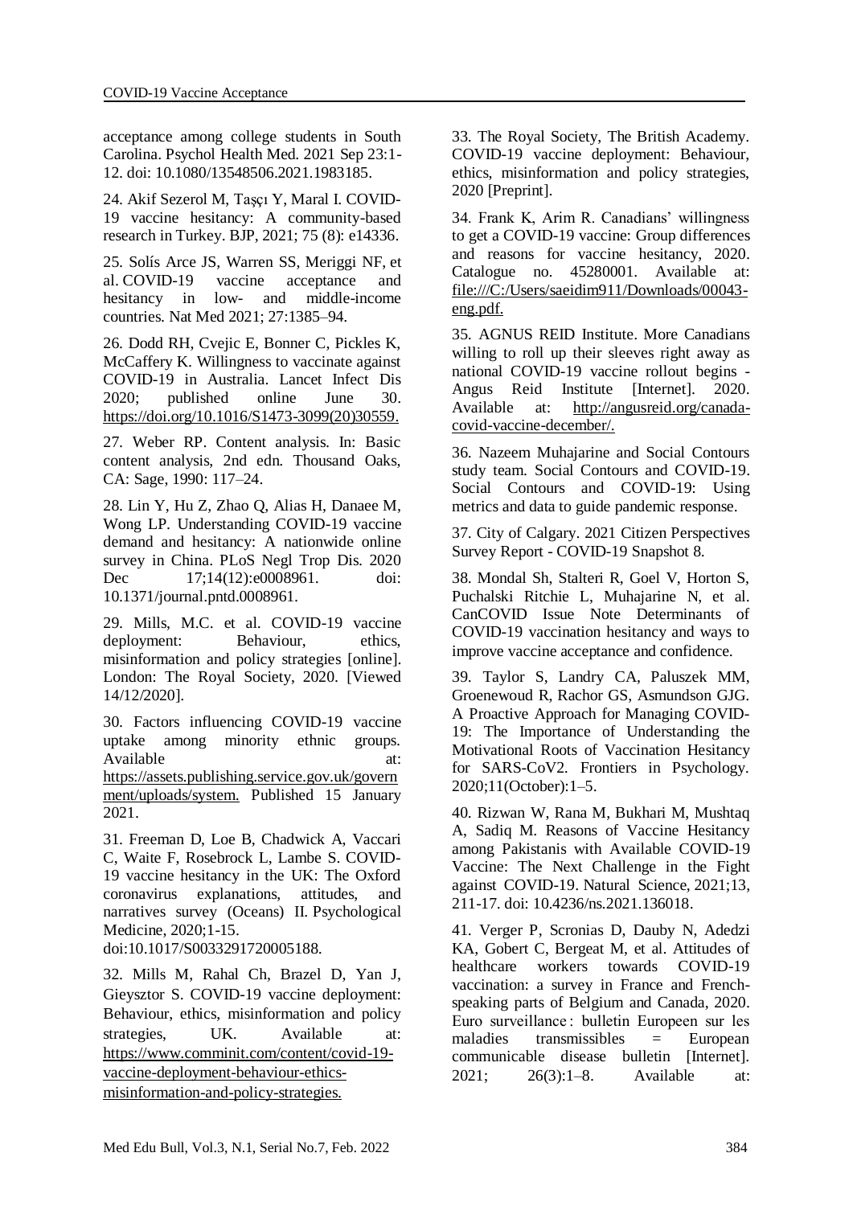acceptance among college students in South Carolina. Psychol Health Med. 2021 Sep 23:1-12. doi: 10.1080/13548506.2021.1983185.

24. Akif Sezerol M, Taşçı Y, Maral I. COVID-19 vaccine hesitancy: A community-based research in Turkey. BJP, 2021; 75 (8): e14336.

25. Solís Arce JS, Warren SS, Meriggi NF, et al. COVID-19 vaccine acceptance and hesitancy in low- and middle-income countries. Nat Med 2021; 27:1385–94.

26. Dodd RH, Cvejic E, Bonner C, Pickles K, McCaffery K. Willingness to vaccinate against COVID-19 in Australia. Lancet Infect Dis 2020; published online June 30. https://doi.org/10.1016/S1473-3099(20)30559.

27. Weber RP. Content analysis. In: Basic content analysis, 2nd edn. Thousand Oaks, CA: Sage, 1990: 117–24.

28. Lin Y, Hu Z, Zhao Q, Alias H, Danaee M, Wong LP. Understanding COVID-19 vaccine demand and hesitancy: A nationwide online survey in China. PLoS Negl Trop Dis. 2020 Dec 17;14(12):e0008961. doi: 10.1371/journal.pntd.0008961.

29. Mills, M.C. et al. COVID-19 vaccine deployment: Behaviour, ethics, misinformation and policy strategies [online]. London: The Royal Society, 2020. [Viewed 14/12/2020].

30. Factors influencing COVID-19 vaccine uptake among minority ethnic groups. Available at: https://assets.publishing.service.gov.uk/government/uploads/system. Published 15 January 2021.

31. Freeman D, Loe B, Chadwick A, Vaccari C, Waite F, Rosebrock L, Lambe S. COVID-19 vaccine hesitancy in the UK: The Oxford coronavirus explanations, attitudes, and narratives survey (Oceans) II. Psychological Medicine, 2020;1-15. doi:10.1017/S0033291720005188.

32. Mills M, Rahal Ch, Brazel D, Yan J, Gieysztor S. COVID-19 vaccine deployment: Behaviour, ethics, misinformation and policy strategies, UK. Available at: https://www.comminit.com/content/covid-19-vaccine-deployment-behaviour-ethics-misinformation-and-policy-strategies.

33. The Royal Society, The British Academy. COVID-19 vaccine deployment: Behaviour, ethics, misinformation and policy strategies, 2020 [Preprint].

34. Frank K, Arim R. Canadians' willingness to get a COVID-19 vaccine: Group differences and reasons for vaccine hesitancy, 2020. Catalogue no. 45280001. Available at: file:///C:/Users/saeidim911/Downloads/00043-eng.pdf.

35. AGNUS REID Institute. More Canadians willing to roll up their sleeves right away as national COVID-19 vaccine rollout begins - Angus Reid Institute [Internet]. 2020. Available at: http://angusreid.org/canada-covid-vaccine-december/.

36. Nazeem Muhajarine and Social Contours study team. Social Contours and COVID-19. Social Contours and COVID-19: Using metrics and data to guide pandemic response.

37. City of Calgary. 2021 Citizen Perspectives Survey Report - COVID-19 Snapshot 8.

38. Mondal Sh, Stalteri R, Goel V, Horton S, Puchalski Ritchie L, Muhajarine N, et al. CanCOVID Issue Note Determinants of COVID-19 vaccination hesitancy and ways to improve vaccine acceptance and confidence.

39. Taylor S, Landry CA, Paluszek MM, Groenewoud R, Rachor GS, Asmundson GJG. A Proactive Approach for Managing COVID-19: The Importance of Understanding the Motivational Roots of Vaccination Hesitancy for SARS-CoV2. Frontiers in Psychology. 2020;11(October):1–5.

40. Rizwan W, Rana M, Bukhari M, Mushtaq A, Sadiq M. Reasons of Vaccine Hesitancy among Pakistanis with Available COVID-19 Vaccine: The Next Challenge in the Fight against COVID-19. Natural Science, 2021;13, 211-17. doi: 10.4236/ns.2021.136018.

41. Verger P, Scronias D, Dauby N, Adedzi KA, Gobert C, Bergeat M, et al. Attitudes of healthcare workers towards COVID-19 vaccination: a survey in France and French-speaking parts of Belgium and Canada, 2020. Euro surveillance : bulletin Europeen sur les maladies transmissibles = European communicable disease bulletin [Internet]. 2021; 26(3):1–8. Available at: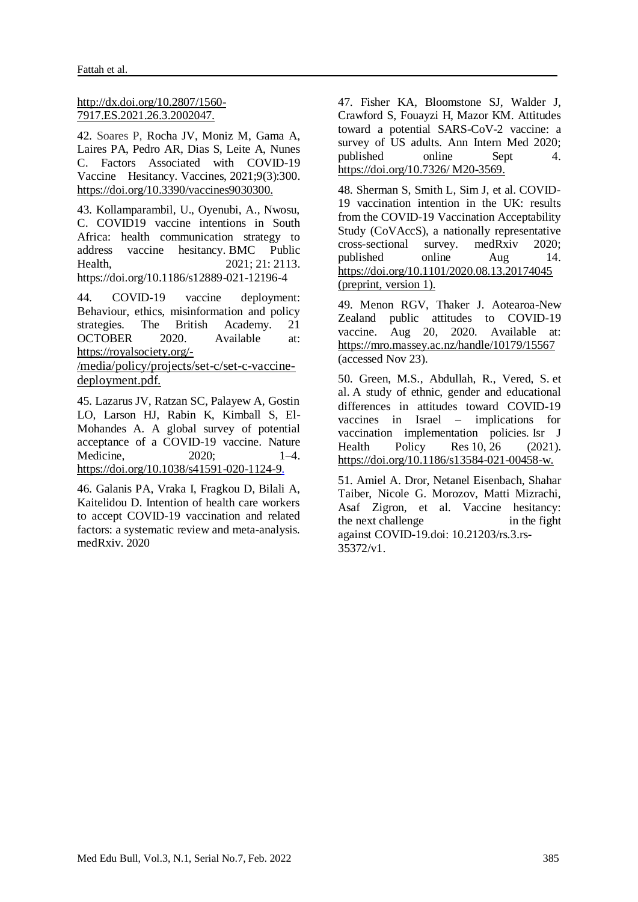http://dx.doi.org/10.2807/1560-7917.ES.2021.26.3.2002047.

42. Soares P, Rocha JV, Moniz M, Gama A, Laires PA, Pedro AR, Dias S, Leite A, Nunes C. Factors Associated with COVID-19 Vaccine Hesitancy. Vaccines, 2021;9(3):300. https://doi.org/10.3390/vaccines9030300.

43. Kollamparambil, U., Oyenubi, A., Nwosu, C. COVID19 vaccine intentions in South Africa: health communication strategy to address vaccine hesitancy. BMC Public Health, 2021; 21: 2113. https://doi.org/10.1186/s12889-021-12196-4

44. COVID-19 vaccine deployment: Behaviour, ethics, misinformation and policy strategies. The British Academy. 21 OCTOBER 2020. Available at: https://royalsociety.org/-/media/policy/projects/set-c/set-c-vaccine-deployment.pdf.

45. Lazarus JV, Ratzan SC, Palayew A, Gostin LO, Larson HJ, Rabin K, Kimball S, El-Mohandes A. A global survey of potential acceptance of a COVID-19 vaccine. Nature Medicine, 2020; 1–4. https://doi.org/10.1038/s41591-020-1124-9.

46. Galanis PA, Vraka I, Fragkou D, Bilali A, Kaitelidou D. Intention of health care workers to accept COVID-19 vaccination and related factors: a systematic review and meta-analysis. medRxiv. 2020

47. Fisher KA, Bloomstone SJ, Walder J, Crawford S, Fouayzi H, Mazor KM. Attitudes toward a potential SARS-CoV-2 vaccine: a survey of US adults. Ann Intern Med 2020; published online Sept 4. https://doi.org/10.7326/ M20-3569.

48. Sherman S, Smith L, Sim J, et al. COVID-19 vaccination intention in the UK: results from the COVID-19 Vaccination Acceptability Study (CoVAccS), a nationally representative cross-sectional survey. medRxiv 2020; published online Aug 14. https://doi.org/10.1101/2020.08.13.20174045 (preprint, version 1).

49. Menon RGV, Thaker J. Aotearoa-New Zealand public attitudes to COVID-19 vaccine. Aug 20, 2020. Available at: https://mro.massey.ac.nz/handle/10179/15567 (accessed Nov 23).

50. Green, M.S., Abdullah, R., Vered, S. et al. A study of ethnic, gender and educational differences in attitudes toward COVID-19 vaccines in Israel – implications for vaccination implementation policies. Isr J Health Policy Res 10, 26 (2021). https://doi.org/10.1186/s13584-021-00458-w.

51. Amiel A. Dror, Netanel Eisenbach, Shahar Taiber, Nicole G. Morozov, Matti Mizrachi, Asaf Zigron, et al. Vaccine hesitancy: the next challenge in the fight against COVID-19.doi: 10.21203/rs.3.rs-35372/v1.